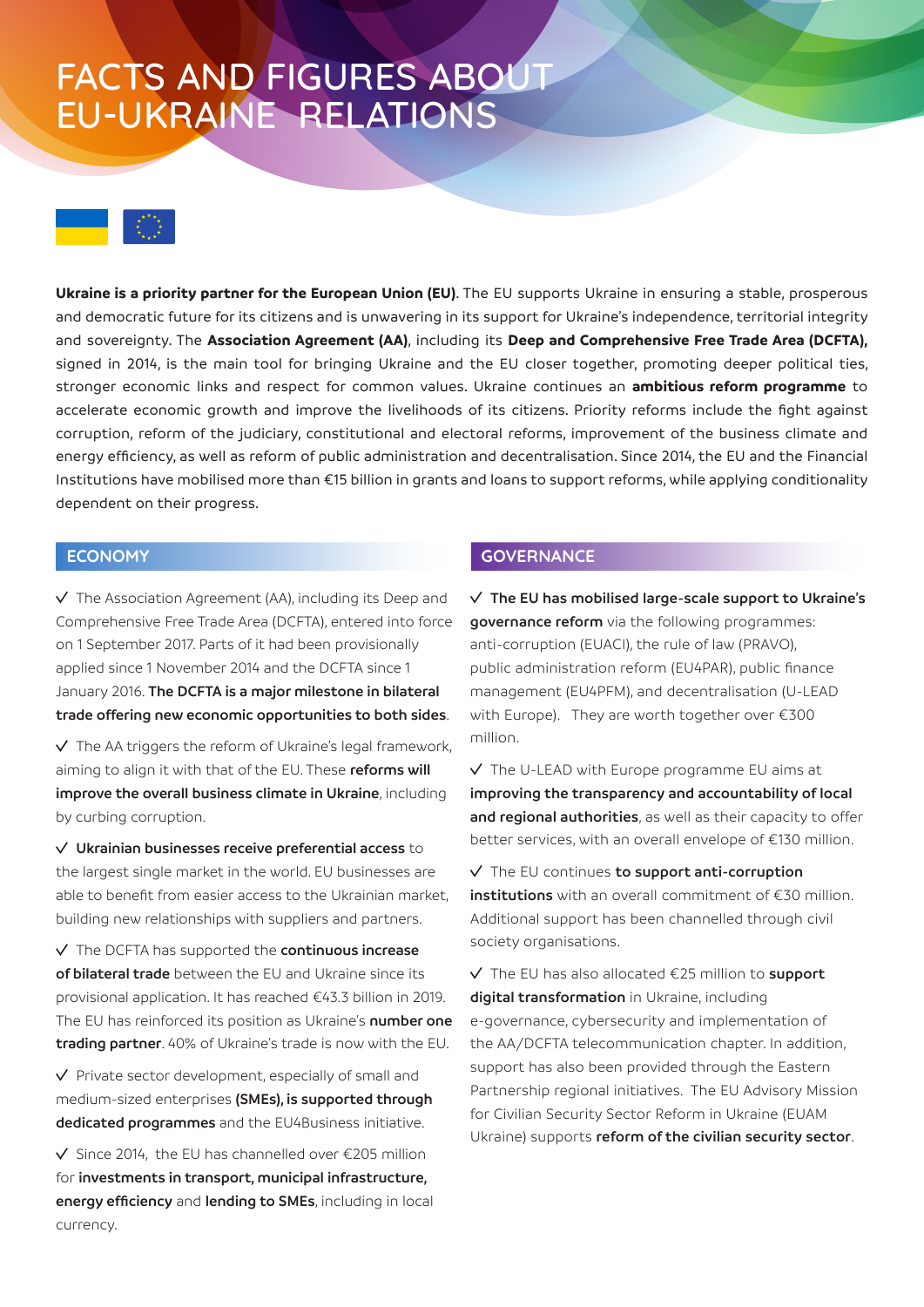# FACTS AND FIGURES ABOUT EU-UKRAINE RELATIONS

**Ukraine is a priority partner for the European Union (EU)**. The EU supports Ukraine in ensuring a stable, prosperous and democratic future for its citizens and is unwavering in its support for Ukraine's independence, territorial integrity and sovereignty. The **Association Agreement (AA)**, including its **Deep and Comprehensive Free Trade Area (DCFTA),** signed in 2014, is the main tool for bringing Ukraine and the EU closer together, promoting deeper political ties, stronger economic links and respect for common values. Ukraine continues an **ambitious reform programme** to accelerate economic growth and improve the livelihoods of its citizens. Priority reforms include the fight against corruption, reform of the judiciary, constitutional and electoral reforms, improvement of the business climate and energy efficiency, as well as reform of public administration and decentralisation. Since 2014, the EU and the Financial Institutions have mobilised more than €15 billion in grants and loans to support reforms, while applying conditionality dependent on their progress.

## ECONOMY

✓ The Association Agreement (AA), including its Deep and Comprehensive Free Trade Area (DCFTA), entered into force on 1 September 2017. Parts of it had been provisionally applied since 1 November 2014 and the DCFTA since 1 January 2016. **The DCFTA is a major milestone in bilateral trade offering new economic opportunities to both sides**.

✓ The AA triggers the reform of Ukraine's legal framework, aiming to align it with that of the EU. These **reforms will improve the overall business climate in Ukraine**, including by curbing corruption.

✓ **Ukrainian businesses receive preferential access** to the largest single market in the world. EU businesses are able to benefit from easier access to the Ukrainian market, building new relationships with suppliers and partners.

✓ The DCFTA has supported the **continuous increase of bilateral trade** between the EU and Ukraine since its provisional application. It has reached €43.3 billion in 2019. The EU has reinforced its position as Ukraine's **number one trading partner**. 40% of Ukraine's trade is now with the EU.

✓ Private sector development, especially of small and medium-sized enterprises **(SMEs), is supported through dedicated programmes** and the EU4Business initiative.

✓ Since 2014, the EU has channelled over €205 million for **investments in transport, municipal infrastructure, energy efficiency** and **lending to SMEs**, including in local currency.

## GOVERNANCE

✓ **The EU has mobilised large-scale support to Ukraine's governance reform** via the following programmes: anti-corruption (EUACI), the rule of law (PRAVO), public administration reform (EU4PAR), public finance management (EU4PFM), and decentralisation (U-LEAD with Europe). They are worth together over €300 million.

✓ The U-LEAD with Europe programme EU aims at **improving the transparency and accountability of local and regional authorities**, as well as their capacity to offer better services, with an overall envelope of €130 million.

✓ The EU continues **to support anti-corruption institutions** with an overall commitment of €30 million. Additional support has been channelled through civil society organisations.

✓ The EU has also allocated €25 million to **support digital transformation** in Ukraine, including e-governance, cybersecurity and implementation of the AA/DCFTA telecommunication chapter. In addition, support has also been provided through the Eastern Partnership regional initiatives. The EU Advisory Mission for Civilian Security Sector Reform in Ukraine (EUAM Ukraine) supports **reform of the civilian security sector**.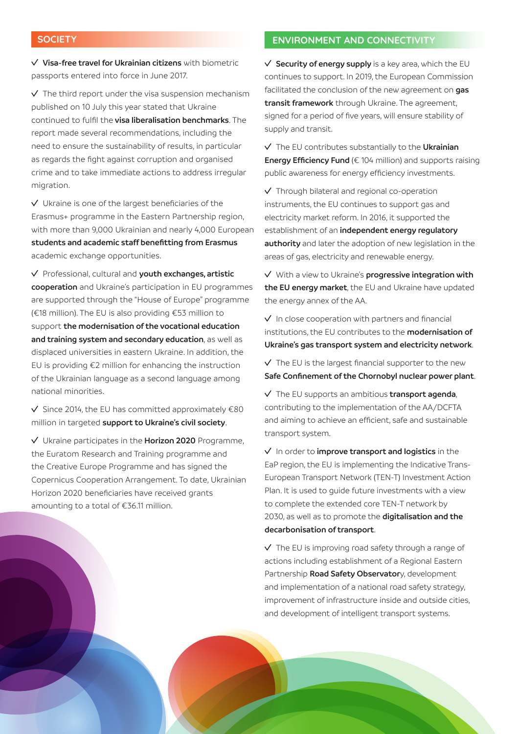## SOCIETY

✓ **Visa-free travel for Ukrainian citizens** with biometric passports entered into force in June 2017.

✓ The third report under the visa suspension mechanism published on 10 July this year stated that Ukraine continued to fulfil the **visa liberalisation benchmarks**. The report made several recommendations, including the need to ensure the sustainability of results, in particular as regards the fight against corruption and organised crime and to take immediate actions to address irregular migration.

✓ Ukraine is one of the largest beneficiaries of the Erasmus+ programme in the Eastern Partnership region, with more than 9,000 Ukrainian and nearly 4,000 European **students and academic staff benefitting from Erasmus** academic exchange opportunities.

✓ Professional, cultural and **youth exchanges, artistic cooperation** and Ukraine's participation in EU programmes are supported through the "House of Europe" programme (€18 million). The EU is also providing €53 million to support **the modernisation of the vocational education and training system and secondary education**, as well as displaced universities in eastern Ukraine. In addition, the EU is providing €2 million for enhancing the instruction of the Ukrainian language as a second language among national minorities.

✓ Since 2014, the EU has committed approximately €80 million in targeted **support to Ukraine's civil society**.

✓ Ukraine participates in the **Horizon 2020** Programme, the Euratom Research and Training programme and the Creative Europe Programme and has signed the Copernicus Cooperation Arrangement. To date, Ukrainian Horizon 2020 beneficiaries have received grants amounting to a total of €36.11 million.

## ENVIRONMENT AND CONNECTIVITY

✓ **Security of energy supply** is a key area, which the EU continues to support. In 2019, the European Commission facilitated the conclusion of the new agreement on **gas transit framework** through Ukraine. The agreement, signed for a period of five years, will ensure stability of supply and transit.

✓ The EU contributes substantially to the **Ukrainian Energy Efficiency Fund** (€ 104 million) and supports raising public awareness for energy efficiency investments.

✓ Through bilateral and regional co-operation instruments, the EU continues to support gas and electricity market reform. In 2016, it supported the establishment of an **independent energy regulatory authority** and later the adoption of new legislation in the areas of gas, electricity and renewable energy.

✓ With a view to Ukraine's **progressive integration with the EU energy market**, the EU and Ukraine have updated the energy annex of the AA.

✓ In close cooperation with partners and financial institutions, the EU contributes to the **modernisation of Ukraine's gas transport system and electricity network**.

✓ The EU is the largest financial supporter to the new **Safe Confinement of the Chornobyl nuclear power plant**.

✓ The EU supports an ambitious **transport agenda**, contributing to the implementation of the AA/DCFTA and aiming to achieve an efficient, safe and sustainable transport system.

✓ In order to **improve transport and logistics** in the EaP region, the EU is implementing the Indicative Trans-European Transport Network (TEN-T) Investment Action Plan. It is used to guide future investments with a view to complete the extended core TEN-T network by 2030, as well as to promote the **digitalisation and the decarbonisation of transport**.

✓ The EU is improving road safety through a range of actions including establishment of a Regional Eastern Partnership **Road Safety Observator**y, development and implementation of a national road safety strategy, improvement of infrastructure inside and outside cities, and development of intelligent transport systems.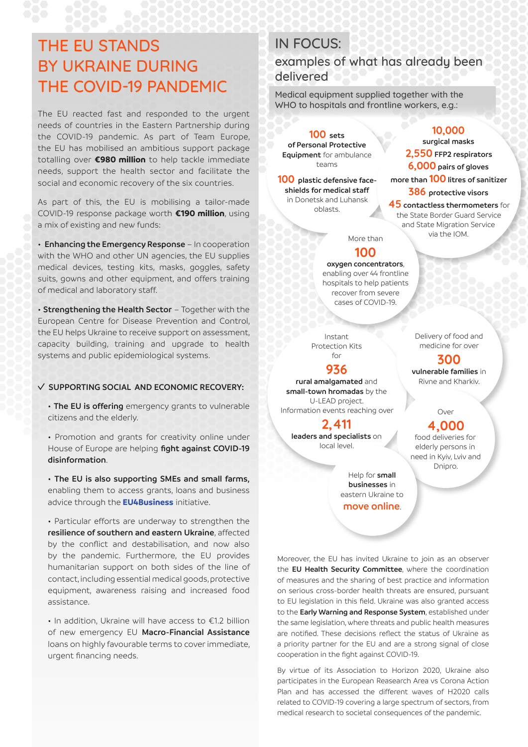# THE EU STANDS BY UKRAINE DURING THE COVID-19 PANDEMIC

The EU reacted fast and responded to the urgent needs of countries in the Eastern Partnership during the COVID-19 pandemic. As part of Team Europe, the EU has mobilised an ambitious support package totalling over **€980 million** to help tackle immediate needs, support the health sector and facilitate the social and economic recovery of the six countries.

As part of this, the EU is mobilising a tailor-made COVID-19 response package worth **€190 million**, using a mix of existing and new funds:

- **Enhancing the Emergency Response** – In cooperation with the WHO and other UN agencies, the EU supplies medical devices, testing kits, masks, goggles, safety suits, gowns and other equipment, and offers training of medical and laboratory staff.
- **Strengthening the Health Sector** – Together with the European Centre for Disease Prevention and Control, the EU helps Ukraine to receive support on assessment, capacity building, training and upgrade to health systems and public epidemiological systems.

✓ **SUPPORTING SOCIAL AND ECONOMIC RECOVERY:**

- **The EU is offering** emergency grants to vulnerable citizens and the elderly.
- Promotion and grants for creativity online under House of Europe are helping **fight against COVID-19 disinformation**.
- **The EU is also supporting SMEs and small farms,** enabling them to access grants, loans and business advice through the **EU4Business** initiative.
- Particular efforts are underway to strengthen the **resilience of southern and eastern Ukraine**, affected by the conflict and destabilisation, and now also by the pandemic. Furthermore, the EU provides humanitarian support on both sides of the line of contact, including essential medical goods, protective equipment, awareness raising and increased food assistance.
- In addition, Ukraine will have access to €1.2 billion of new emergency EU **Macro-Financial Assistance** loans on highly favourable terms to cover immediate, urgent financing needs.

## IN FOCUS:

### examples of what has already been delivered

Medical equipment supplied together with the WHO to hospitals and frontline workers, e.g.:

**100 sets of Personal Protective Equipment** for ambulance teams

**100 plastic defensive face-shields for medical staff** in Donetsk and Luhansk oblasts.

**10,000 surgical masks**
**2,550 FFP2 respirators**
**6,000 pairs of gloves**
**more than 100 litres of sanitizer**
**386 protective visors**
**45 contactless thermometers** for the State Border Guard Service and State Migration Service via the IOM.

More than **100 oxygen concentrators**, enabling over 44 frontline hospitals to help patients recover from severe cases of COVID-19.

Instant Protection Kits for **936 rural amalgamated** and **small-town hromadas** by the U-LEAD project. Information events reaching over **2,411 leaders and specialists** on local level.

Delivery of food and medicine for over **300 vulnerable families** in Rivne and Kharkiv.

Over **4,000** food deliveries for elderly persons in need in Kyiv, Lviv and Dnipro.

Help for **small businesses** in eastern Ukraine to **move online**.

Moreover, the EU has invited Ukraine to join as an observer the **EU Health Security Committee**, where the coordination of measures and the sharing of best practice and information on serious cross-border health threats are ensured, pursuant to EU legislation in this field. Ukraine was also granted access to the **Early Warning and Response System**, established under the same legislation, where threats and public health measures are notified. These decisions reflect the status of Ukraine as a priority partner for the EU and are a strong signal of close cooperation in the fight against COVID-19.

By virtue of its Association to Horizon 2020, Ukraine also participates in the European Reasearch Area vs Corona Action Plan and has accessed the different waves of H2020 calls related to COVID-19 covering a large spectrum of sectors, from medical research to societal consequences of the pandemic.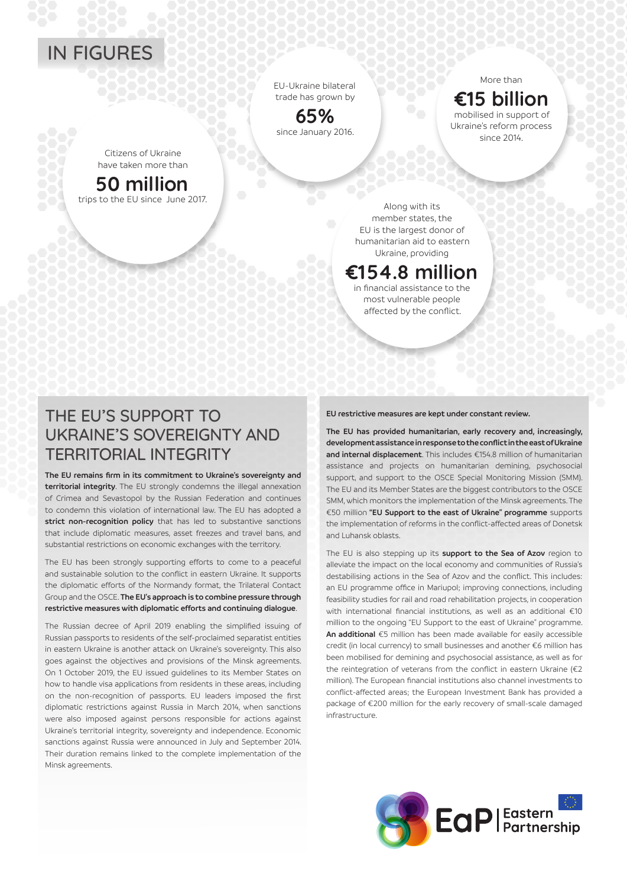## IN FIGURES

Citizens of Ukraine have taken more than **50 million** trips to the EU since June 2017.

EU-Ukraine bilateral trade has grown by **65%** since January 2016.

More than **€15 billion** mobilised in support of Ukraine's reform process since 2014.

Along with its member states, the EU is the largest donor of humanitarian aid to eastern Ukraine, providing **€154.8 million** in financial assistance to the most vulnerable people affected by the conflict.

## THE EU'S SUPPORT TO UKRAINE'S SOVEREIGNTY AND TERRITORIAL INTEGRITY

**The EU remains firm in its commitment to Ukraine's sovereignty and territorial integrity**. The EU strongly condemns the illegal annexation of Crimea and Sevastopol by the Russian Federation and continues to condemn this violation of international law. The EU has adopted a **strict non-recognition policy** that has led to substantive sanctions that include diplomatic measures, asset freezes and travel bans, and substantial restrictions on economic exchanges with the territory.

The EU has been strongly supporting efforts to come to a peaceful and sustainable solution to the conflict in eastern Ukraine. It supports the diplomatic efforts of the Normandy format, the Trilateral Contact Group and the OSCE. **The EU's approach is to combine pressure through restrictive measures with diplomatic efforts and continuing dialogue**.

The Russian decree of April 2019 enabling the simplified issuing of Russian passports to residents of the self-proclaimed separatist entities in eastern Ukraine is another attack on Ukraine's sovereignty. This also goes against the objectives and provisions of the Minsk agreements. On 1 October 2019, the EU issued guidelines to its Member States on how to handle visa applications from residents in these areas, including on the non-recognition of passports. EU leaders imposed the first diplomatic restrictions against Russia in March 2014, when sanctions were also imposed against persons responsible for actions against Ukraine's territorial integrity, sovereignty and independence. Economic sanctions against Russia were announced in July and September 2014. Their duration remains linked to the complete implementation of the Minsk agreements.

**EU restrictive measures are kept under constant review.**

**The EU has provided humanitarian, early recovery and, increasingly, development assistance in response to the conflict in the east of Ukraine and internal displacement**. This includes €154.8 million of humanitarian assistance and projects on humanitarian demining, psychosocial support, and support to the OSCE Special Monitoring Mission (SMM). The EU and its Member States are the biggest contributors to the OSCE SMM, which monitors the implementation of the Minsk agreements. The €50 million **"EU Support to the east of Ukraine" programme** supports the implementation of reforms in the conflict-affected areas of Donetsk and Luhansk oblasts.

The EU is also stepping up its **support to the Sea of Azov** region to alleviate the impact on the local economy and communities of Russia's destabilising actions in the Sea of Azov and the conflict. This includes: an EU programme office in Mariupol; improving connections, including feasibility studies for rail and road rehabilitation projects, in cooperation with international financial institutions, as well as an additional €10 million to the ongoing "EU Support to the east of Ukraine" programme. **An additional** €5 million has been made available for easily accessible credit (in local currency) to small businesses and another €6 million has been mobilised for demining and psychosocial assistance, as well as for the reintegration of veterans from the conflict in eastern Ukraine (€2 million). The European financial institutions also channel investments to conflict-affected areas; the European Investment Bank has provided a package of €200 million for the early recovery of small-scale damaged infrastructure.

EaP | Eastern Partnership